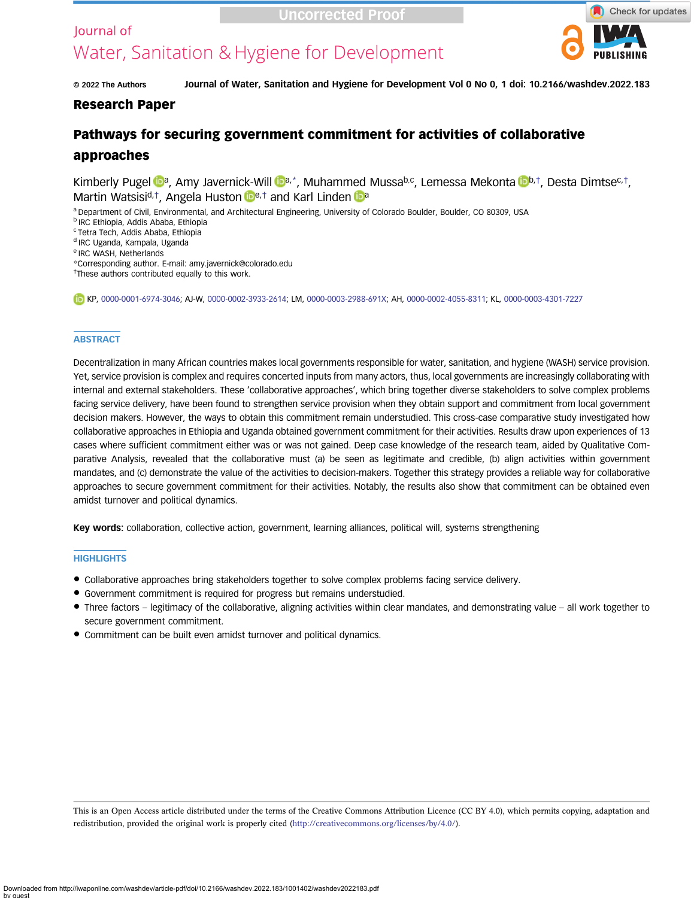Uncorrected Proof

Journal of
Water, Sanitation & Hygiene for Development

© 2022 The Authors

Journal of Water, Sanitation and Hygiene for Development Vol 0 No 0, 1 doi: 10.2166/washdev.2022.183

**Research Paper**

# Pathways for securing government commitment for activities of collaborative approaches

Kimberly Pugel[a], Amy Javernick-Will[a,*], Muhammed Mussa[b,c], Lemessa Mekonta[b,†], Desta Dimtse[c,†], Martin Watsisi[d,†], Angela Huston[e,†] and Karl Linden[a]

[a] Department of Civil, Environmental, and Architectural Engineering, University of Colorado Boulder, Boulder, CO 80309, USA
[b] IRC Ethiopia, Addis Ababa, Ethiopia
[c] Tetra Tech, Addis Ababa, Ethiopia
[d] IRC Uganda, Kampala, Uganda
[e] IRC WASH, Netherlands
*Corresponding author. E-mail: amy.javernick@colorado.edu
†These authors contributed equally to this work.

KP, 0000-0001-6974-3046; AJ-W, 0000-0002-3933-2614; LM, 0000-0003-2988-691X; AH, 0000-0002-4055-8311; KL, 0000-0003-4301-7227

## ABSTRACT

Decentralization in many African countries makes local governments responsible for water, sanitation, and hygiene (WASH) service provision. Yet, service provision is complex and requires concerted inputs from many actors, thus, local governments are increasingly collaborating with internal and external stakeholders. These 'collaborative approaches', which bring together diverse stakeholders to solve complex problems facing service delivery, have been found to strengthen service provision when they obtain support and commitment from local government decision makers. However, the ways to obtain this commitment remain understudied. This cross-case comparative study investigated how collaborative approaches in Ethiopia and Uganda obtained government commitment for their activities. Results draw upon experiences of 13 cases where sufficient commitment either was or was not gained. Deep case knowledge of the research team, aided by Qualitative Comparative Analysis, revealed that the collaborative must (a) be seen as legitimate and credible, (b) align activities within government mandates, and (c) demonstrate the value of the activities to decision-makers. Together this strategy provides a reliable way for collaborative approaches to secure government commitment for their activities. Notably, the results also show that commitment can be obtained even amidst turnover and political dynamics.

**Key words:** collaboration, collective action, government, learning alliances, political will, systems strengthening

## HIGHLIGHTS

- Collaborative approaches bring stakeholders together to solve complex problems facing service delivery.
- Government commitment is required for progress but remains understudied.
- Three factors – legitimacy of the collaborative, aligning activities within clear mandates, and demonstrating value – all work together to secure government commitment.
- Commitment can be built even amidst turnover and political dynamics.

This is an Open Access article distributed under the terms of the Creative Commons Attribution Licence (CC BY 4.0), which permits copying, adaptation and redistribution, provided the original work is properly cited (http://creativecommons.org/licenses/by/4.0/).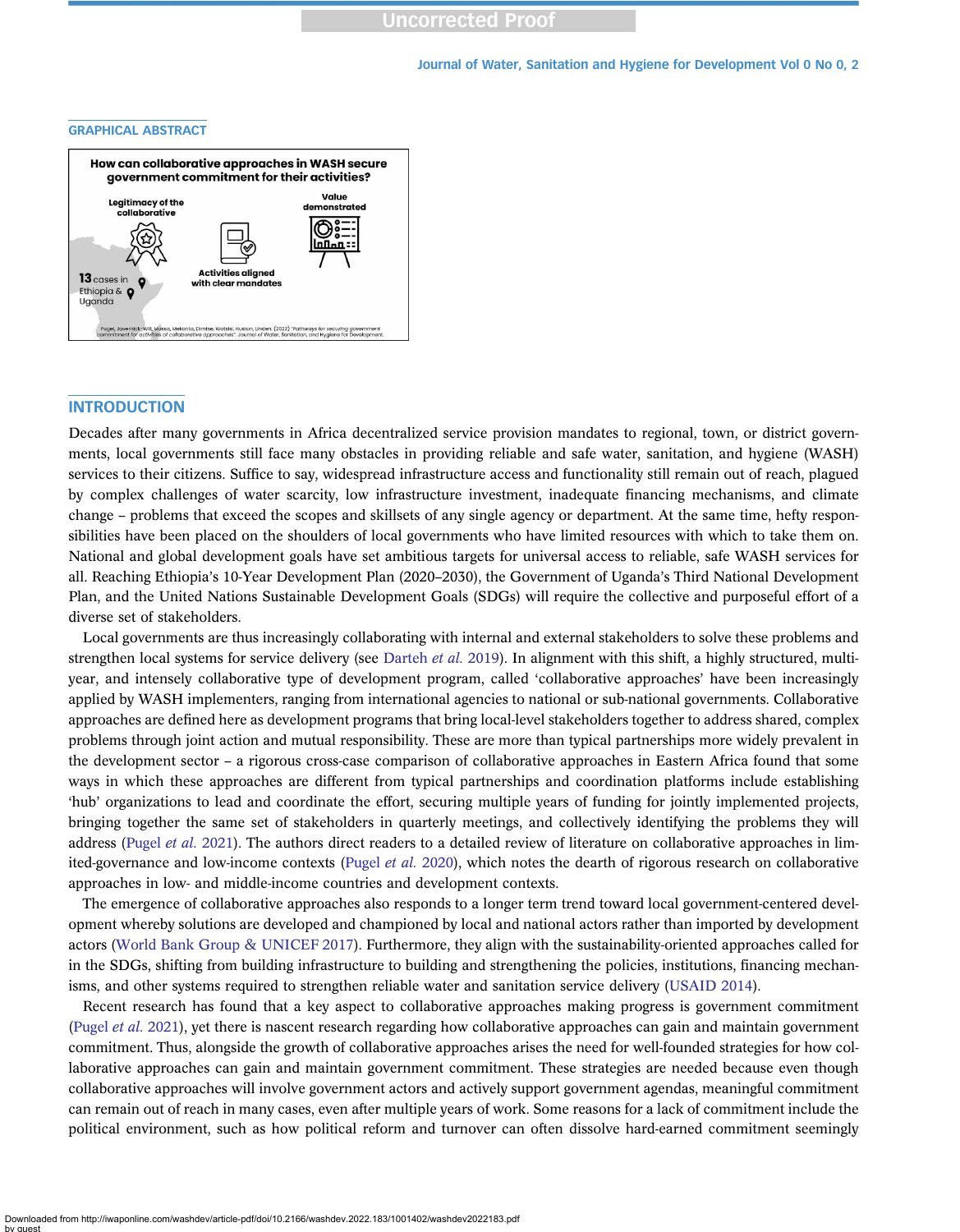## GRAPHICAL ABSTRACT

How can collaborative approaches in WASH secure government commitment for their activities?

Legitimacy of the collaborative

Value demonstrated

Activities aligned with clear mandates

13 cases in Ethiopia & Uganda

Pugel, Javernick-Will, Mussa, Mekonta, Dimtse, Watsisi, Huston, Linden. (2022) "Pathways for securing government commitment for activities of collaborative approaches". Journal of Water, Sanitation, and Hygiene for Development.

## INTRODUCTION

Decades after many governments in Africa decentralized service provision mandates to regional, town, or district governments, local governments still face many obstacles in providing reliable and safe water, sanitation, and hygiene (WASH) services to their citizens. Suffice to say, widespread infrastructure access and functionality still remain out of reach, plagued by complex challenges of water scarcity, low infrastructure investment, inadequate financing mechanisms, and climate change – problems that exceed the scopes and skillsets of any single agency or department. At the same time, hefty responsibilities have been placed on the shoulders of local governments who have limited resources with which to take them on. National and global development goals have set ambitious targets for universal access to reliable, safe WASH services for all. Reaching Ethiopia's 10-Year Development Plan (2020–2030), the Government of Uganda's Third National Development Plan, and the United Nations Sustainable Development Goals (SDGs) will require the collective and purposeful effort of a diverse set of stakeholders.

Local governments are thus increasingly collaborating with internal and external stakeholders to solve these problems and strengthen local systems for service delivery (see Darteh *et al.* 2019). In alignment with this shift, a highly structured, multi-year, and intensely collaborative type of development program, called 'collaborative approaches' have been increasingly applied by WASH implementers, ranging from international agencies to national or sub-national governments. Collaborative approaches are defined here as development programs that bring local-level stakeholders together to address shared, complex problems through joint action and mutual responsibility. These are more than typical partnerships more widely prevalent in the development sector – a rigorous cross-case comparison of collaborative approaches in Eastern Africa found that some ways in which these approaches are different from typical partnerships and coordination platforms include establishing 'hub' organizations to lead and coordinate the effort, securing multiple years of funding for jointly implemented projects, bringing together the same set of stakeholders in quarterly meetings, and collectively identifying the problems they will address (Pugel *et al.* 2021). The authors direct readers to a detailed review of literature on collaborative approaches in limited-governance and low-income contexts (Pugel *et al.* 2020), which notes the dearth of rigorous research on collaborative approaches in low- and middle-income countries and development contexts.

The emergence of collaborative approaches also responds to a longer term trend toward local government-centered development whereby solutions are developed and championed by local and national actors rather than imported by development actors (World Bank Group & UNICEF 2017). Furthermore, they align with the sustainability-oriented approaches called for in the SDGs, shifting from building infrastructure to building and strengthening the policies, institutions, financing mechanisms, and other systems required to strengthen reliable water and sanitation service delivery (USAID 2014).

Recent research has found that a key aspect to collaborative approaches making progress is government commitment (Pugel *et al.* 2021), yet there is nascent research regarding how collaborative approaches can gain and maintain government commitment. Thus, alongside the growth of collaborative approaches arises the need for well-founded strategies for how collaborative approaches can gain and maintain government commitment. These strategies are needed because even though collaborative approaches will involve government actors and actively support government agendas, meaningful commitment can remain out of reach in many cases, even after multiple years of work. Some reasons for a lack of commitment include the political environment, such as how political reform and turnover can often dissolve hard-earned commitment seemingly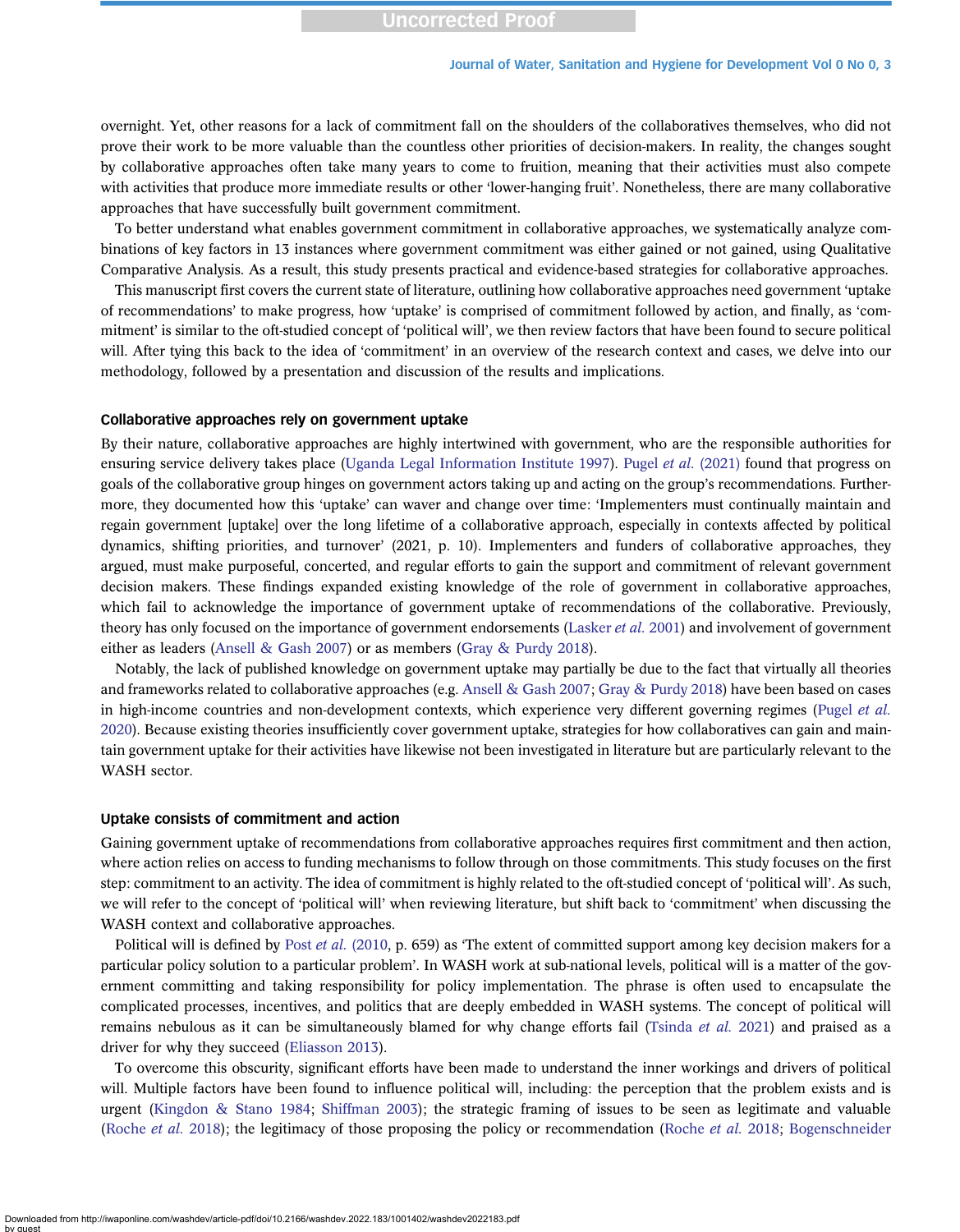overnight. Yet, other reasons for a lack of commitment fall on the shoulders of the collaboratives themselves, who did not prove their work to be more valuable than the countless other priorities of decision-makers. In reality, the changes sought by collaborative approaches often take many years to come to fruition, meaning that their activities must also compete with activities that produce more immediate results or other 'lower-hanging fruit'. Nonetheless, there are many collaborative approaches that have successfully built government commitment.

To better understand what enables government commitment in collaborative approaches, we systematically analyze combinations of key factors in 13 instances where government commitment was either gained or not gained, using Qualitative Comparative Analysis. As a result, this study presents practical and evidence-based strategies for collaborative approaches.

This manuscript first covers the current state of literature, outlining how collaborative approaches need government 'uptake of recommendations' to make progress, how 'uptake' is comprised of commitment followed by action, and finally, as 'commitment' is similar to the oft-studied concept of 'political will', we then review factors that have been found to secure political will. After tying this back to the idea of 'commitment' in an overview of the research context and cases, we delve into our methodology, followed by a presentation and discussion of the results and implications.

### Collaborative approaches rely on government uptake

By their nature, collaborative approaches are highly intertwined with government, who are the responsible authorities for ensuring service delivery takes place (Uganda Legal Information Institute 1997). Pugel *et al.* (2021) found that progress on goals of the collaborative group hinges on government actors taking up and acting on the group's recommendations. Furthermore, they documented how this 'uptake' can waver and change over time: 'Implementers must continually maintain and regain government [uptake] over the long lifetime of a collaborative approach, especially in contexts affected by political dynamics, shifting priorities, and turnover' (2021, p. 10). Implementers and funders of collaborative approaches, they argued, must make purposeful, concerted, and regular efforts to gain the support and commitment of relevant government decision makers. These findings expanded existing knowledge of the role of government in collaborative approaches, which fail to acknowledge the importance of government uptake of recommendations of the collaborative. Previously, theory has only focused on the importance of government endorsements (Lasker *et al.* 2001) and involvement of government either as leaders (Ansell & Gash 2007) or as members (Gray & Purdy 2018).

Notably, the lack of published knowledge on government uptake may partially be due to the fact that virtually all theories and frameworks related to collaborative approaches (e.g. Ansell & Gash 2007; Gray & Purdy 2018) have been based on cases in high-income countries and non-development contexts, which experience very different governing regimes (Pugel *et al.* 2020). Because existing theories insufficiently cover government uptake, strategies for how collaboratives can gain and maintain government uptake for their activities have likewise not been investigated in literature but are particularly relevant to the WASH sector.

### Uptake consists of commitment and action

Gaining government uptake of recommendations from collaborative approaches requires first commitment and then action, where action relies on access to funding mechanisms to follow through on those commitments. This study focuses on the first step: commitment to an activity. The idea of commitment is highly related to the oft-studied concept of 'political will'. As such, we will refer to the concept of 'political will' when reviewing literature, but shift back to 'commitment' when discussing the WASH context and collaborative approaches.

Political will is defined by Post *et al.* (2010, p. 659) as 'The extent of committed support among key decision makers for a particular policy solution to a particular problem'. In WASH work at sub-national levels, political will is a matter of the government committing and taking responsibility for policy implementation. The phrase is often used to encapsulate the complicated processes, incentives, and politics that are deeply embedded in WASH systems. The concept of political will remains nebulous as it can be simultaneously blamed for why change efforts fail (Tsinda *et al.* 2021) and praised as a driver for why they succeed (Eliasson 2013).

To overcome this obscurity, significant efforts have been made to understand the inner workings and drivers of political will. Multiple factors have been found to influence political will, including: the perception that the problem exists and is urgent (Kingdon & Stano 1984; Shiffman 2003); the strategic framing of issues to be seen as legitimate and valuable (Roche *et al.* 2018); the legitimacy of those proposing the policy or recommendation (Roche *et al.* 2018; Bogenschneider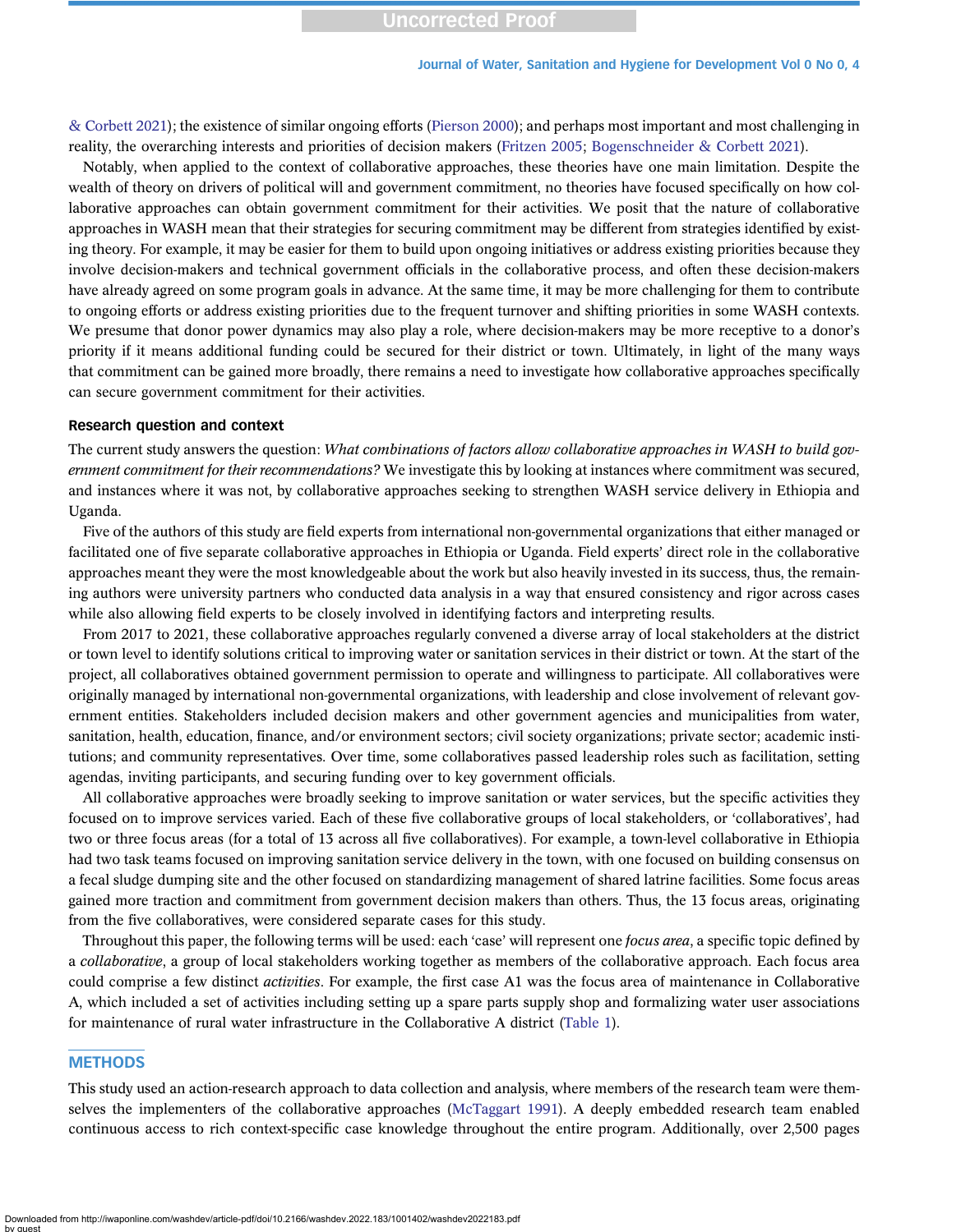& Corbett 2021); the existence of similar ongoing efforts (Pierson 2000); and perhaps most important and most challenging in reality, the overarching interests and priorities of decision makers (Fritzen 2005; Bogenschneider & Corbett 2021).

Notably, when applied to the context of collaborative approaches, these theories have one main limitation. Despite the wealth of theory on drivers of political will and government commitment, no theories have focused specifically on how collaborative approaches can obtain government commitment for their activities. We posit that the nature of collaborative approaches in WASH mean that their strategies for securing commitment may be different from strategies identified by existing theory. For example, it may be easier for them to build upon ongoing initiatives or address existing priorities because they involve decision-makers and technical government officials in the collaborative process, and often these decision-makers have already agreed on some program goals in advance. At the same time, it may be more challenging for them to contribute to ongoing efforts or address existing priorities due to the frequent turnover and shifting priorities in some WASH contexts. We presume that donor power dynamics may also play a role, where decision-makers may be more receptive to a donor's priority if it means additional funding could be secured for their district or town. Ultimately, in light of the many ways that commitment can be gained more broadly, there remains a need to investigate how collaborative approaches specifically can secure government commitment for their activities.

### Research question and context

The current study answers the question: *What combinations of factors allow collaborative approaches in WASH to build government commitment for their recommendations?* We investigate this by looking at instances where commitment was secured, and instances where it was not, by collaborative approaches seeking to strengthen WASH service delivery in Ethiopia and Uganda.

Five of the authors of this study are field experts from international non-governmental organizations that either managed or facilitated one of five separate collaborative approaches in Ethiopia or Uganda. Field experts' direct role in the collaborative approaches meant they were the most knowledgeable about the work but also heavily invested in its success, thus, the remaining authors were university partners who conducted data analysis in a way that ensured consistency and rigor across cases while also allowing field experts to be closely involved in identifying factors and interpreting results.

From 2017 to 2021, these collaborative approaches regularly convened a diverse array of local stakeholders at the district or town level to identify solutions critical to improving water or sanitation services in their district or town. At the start of the project, all collaboratives obtained government permission to operate and willingness to participate. All collaboratives were originally managed by international non-governmental organizations, with leadership and close involvement of relevant government entities. Stakeholders included decision makers and other government agencies and municipalities from water, sanitation, health, education, finance, and/or environment sectors; civil society organizations; private sector; academic institutions; and community representatives. Over time, some collaboratives passed leadership roles such as facilitation, setting agendas, inviting participants, and securing funding over to key government officials.

All collaborative approaches were broadly seeking to improve sanitation or water services, but the specific activities they focused on to improve services varied. Each of these five collaborative groups of local stakeholders, or 'collaboratives', had two or three focus areas (for a total of 13 across all five collaboratives). For example, a town-level collaborative in Ethiopia had two task teams focused on improving sanitation service delivery in the town, with one focused on building consensus on a fecal sludge dumping site and the other focused on standardizing management of shared latrine facilities. Some focus areas gained more traction and commitment from government decision makers than others. Thus, the 13 focus areas, originating from the five collaboratives, were considered separate cases for this study.

Throughout this paper, the following terms will be used: each 'case' will represent one *focus area*, a specific topic defined by a *collaborative*, a group of local stakeholders working together as members of the collaborative approach. Each focus area could comprise a few distinct *activities*. For example, the first case A1 was the focus area of maintenance in Collaborative A, which included a set of activities including setting up a spare parts supply shop and formalizing water user associations for maintenance of rural water infrastructure in the Collaborative A district (Table 1).

## METHODS

This study used an action-research approach to data collection and analysis, where members of the research team were themselves the implementers of the collaborative approaches (McTaggart 1991). A deeply embedded research team enabled continuous access to rich context-specific case knowledge throughout the entire program. Additionally, over 2,500 pages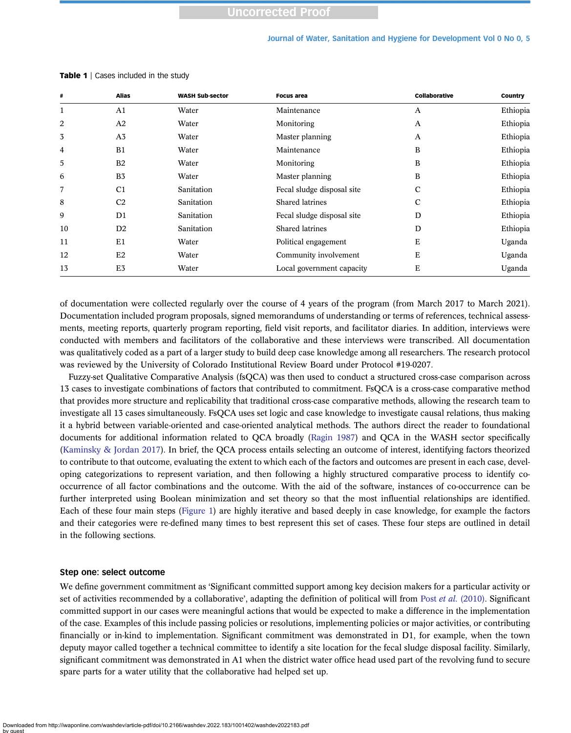**Table 1** | Cases included in the study

| # | Alias | WASH Sub-sector | Focus area | Collaborative | Country |
|---|---|---|---|---|---|
| 1 | A1 | Water | Maintenance | A | Ethiopia |
| 2 | A2 | Water | Monitoring | A | Ethiopia |
| 3 | A3 | Water | Master planning | A | Ethiopia |
| 4 | B1 | Water | Maintenance | B | Ethiopia |
| 5 | B2 | Water | Monitoring | B | Ethiopia |
| 6 | B3 | Water | Master planning | B | Ethiopia |
| 7 | C1 | Sanitation | Fecal sludge disposal site | C | Ethiopia |
| 8 | C2 | Sanitation | Shared latrines | C | Ethiopia |
| 9 | D1 | Sanitation | Fecal sludge disposal site | D | Ethiopia |
| 10 | D2 | Sanitation | Shared latrines | D | Ethiopia |
| 11 | E1 | Water | Political engagement | E | Uganda |
| 12 | E2 | Water | Community involvement | E | Uganda |
| 13 | E3 | Water | Local government capacity | E | Uganda |

of documentation were collected regularly over the course of 4 years of the program (from March 2017 to March 2021). Documentation included program proposals, signed memorandums of understanding or terms of references, technical assessments, meeting reports, quarterly program reporting, field visit reports, and facilitator diaries. In addition, interviews were conducted with members and facilitators of the collaborative and these interviews were transcribed. All documentation was qualitatively coded as a part of a larger study to build deep case knowledge among all researchers. The research protocol was reviewed by the University of Colorado Institutional Review Board under Protocol #19-0207.

Fuzzy-set Qualitative Comparative Analysis (fsQCA) was then used to conduct a structured cross-case comparison across 13 cases to investigate combinations of factors that contributed to commitment. FsQCA is a cross-case comparative method that provides more structure and replicability that traditional cross-case comparative methods, allowing the research team to investigate all 13 cases simultaneously. FsQCA uses set logic and case knowledge to investigate causal relations, thus making it a hybrid between variable-oriented and case-oriented analytical methods. The authors direct the reader to foundational documents for additional information related to QCA broadly (Ragin 1987) and QCA in the WASH sector specifically (Kaminsky & Jordan 2017). In brief, the QCA process entails selecting an outcome of interest, identifying factors theorized to contribute to that outcome, evaluating the extent to which each of the factors and outcomes are present in each case, developing categorizations to represent variation, and then following a highly structured comparative process to identify co-occurrence of all factor combinations and the outcome. With the aid of the software, instances of co-occurrence can be further interpreted using Boolean minimization and set theory so that the most influential relationships are identified. Each of these four main steps (Figure 1) are highly iterative and based deeply in case knowledge, for example the factors and their categories were re-defined many times to best represent this set of cases. These four steps are outlined in detail in the following sections.

### Step one: select outcome

We define government commitment as 'Significant committed support among key decision makers for a particular activity or set of activities recommended by a collaborative', adapting the definition of political will from Post *et al.* (2010). Significant committed support in our cases were meaningful actions that would be expected to make a difference in the implementation of the case. Examples of this include passing policies or resolutions, implementing policies or major activities, or contributing financially or in-kind to implementation. Significant commitment was demonstrated in D1, for example, when the town deputy mayor called together a technical committee to identify a site location for the fecal sludge disposal facility. Similarly, significant commitment was demonstrated in A1 when the district water office head used part of the revolving fund to secure spare parts for a water utility that the collaborative had helped set up.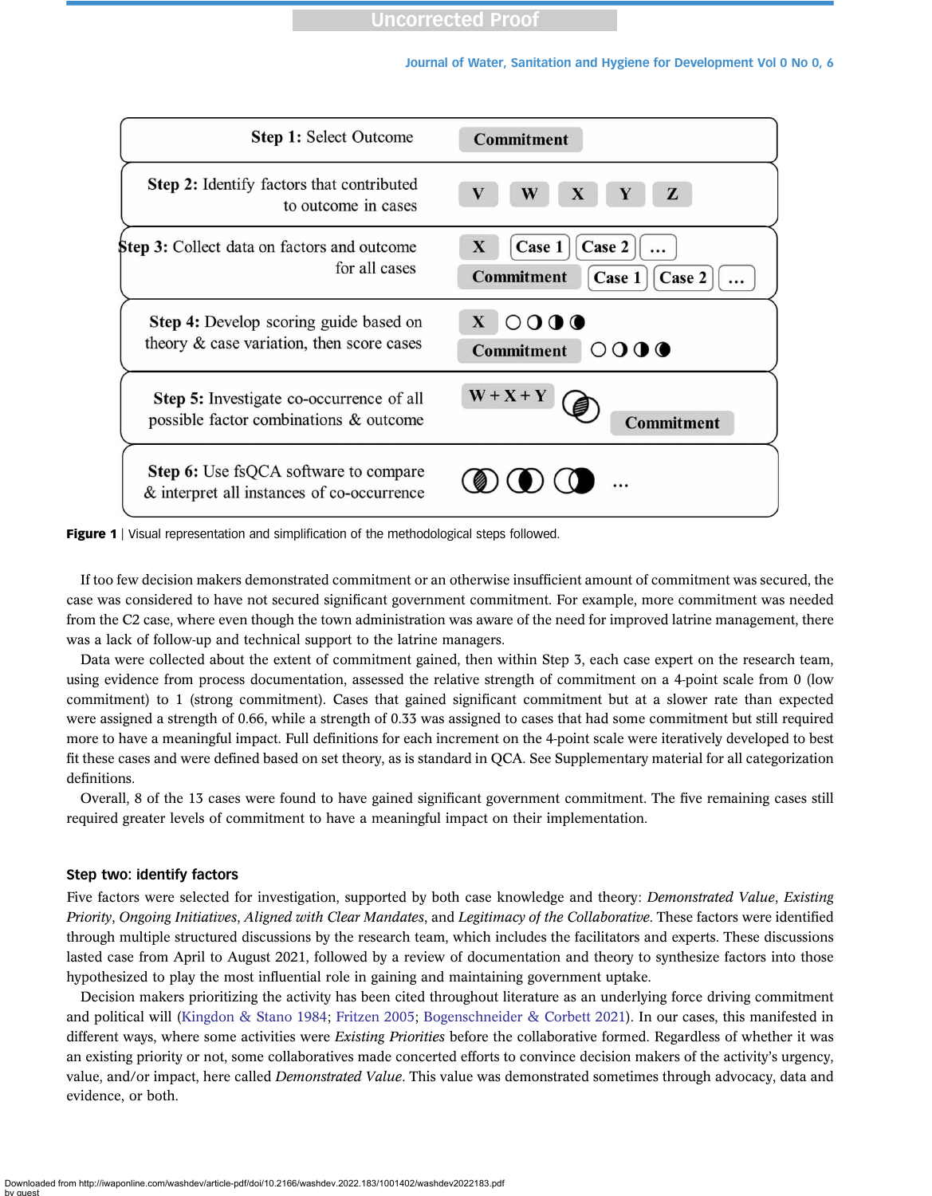| Step | Illustration |
| --- | --- |
| **Step 1:** Select Outcome | Commitment |
| **Step 2:** Identify factors that contributed to outcome in cases | V W X Y Z |
| **Step 3:** Collect data on factors and outcome for all cases | X: Case 1, Case 2, …; Commitment: Case 1, Case 2, … |
| **Step 4:** Develop scoring guide based on theory & case variation, then score cases | X ○◔◑◕; Commitment ○◔◑◕ |
| **Step 5:** Investigate co-occurrence of all possible factor combinations & outcome | W + X + Y; Commitment |
| **Step 6:** Use fsQCA software to compare & interpret all instances of co-occurrence | … |

**Figure 1** | Visual representation and simplification of the methodological steps followed.

If too few decision makers demonstrated commitment or an otherwise insufficient amount of commitment was secured, the case was considered to have not secured significant government commitment. For example, more commitment was needed from the C2 case, where even though the town administration was aware of the need for improved latrine management, there was a lack of follow-up and technical support to the latrine managers.

Data were collected about the extent of commitment gained, then within Step 3, each case expert on the research team, using evidence from process documentation, assessed the relative strength of commitment on a 4-point scale from 0 (low commitment) to 1 (strong commitment). Cases that gained significant commitment but at a slower rate than expected were assigned a strength of 0.66, while a strength of 0.33 was assigned to cases that had some commitment but still required more to have a meaningful impact. Full definitions for each increment on the 4-point scale were iteratively developed to best fit these cases and were defined based on set theory, as is standard in QCA. See Supplementary material for all categorization definitions.

Overall, 8 of the 13 cases were found to have gained significant government commitment. The five remaining cases still required greater levels of commitment to have a meaningful impact on their implementation.

### Step two: identify factors

Five factors were selected for investigation, supported by both case knowledge and theory: *Demonstrated Value*, *Existing Priority*, *Ongoing Initiatives*, *Aligned with Clear Mandates*, and *Legitimacy of the Collaborative*. These factors were identified through multiple structured discussions by the research team, which includes the facilitators and experts. These discussions lasted case from April to August 2021, followed by a review of documentation and theory to synthesize factors into those hypothesized to play the most influential role in gaining and maintaining government uptake.

Decision makers prioritizing the activity has been cited throughout literature as an underlying force driving commitment and political will (Kingdon & Stano 1984; Fritzen 2005; Bogenschneider & Corbett 2021). In our cases, this manifested in different ways, where some activities were *Existing Priorities* before the collaborative formed. Regardless of whether it was an existing priority or not, some collaboratives made concerted efforts to convince decision makers of the activity's urgency, value, and/or impact, here called *Demonstrated Value*. This value was demonstrated sometimes through advocacy, data and evidence, or both.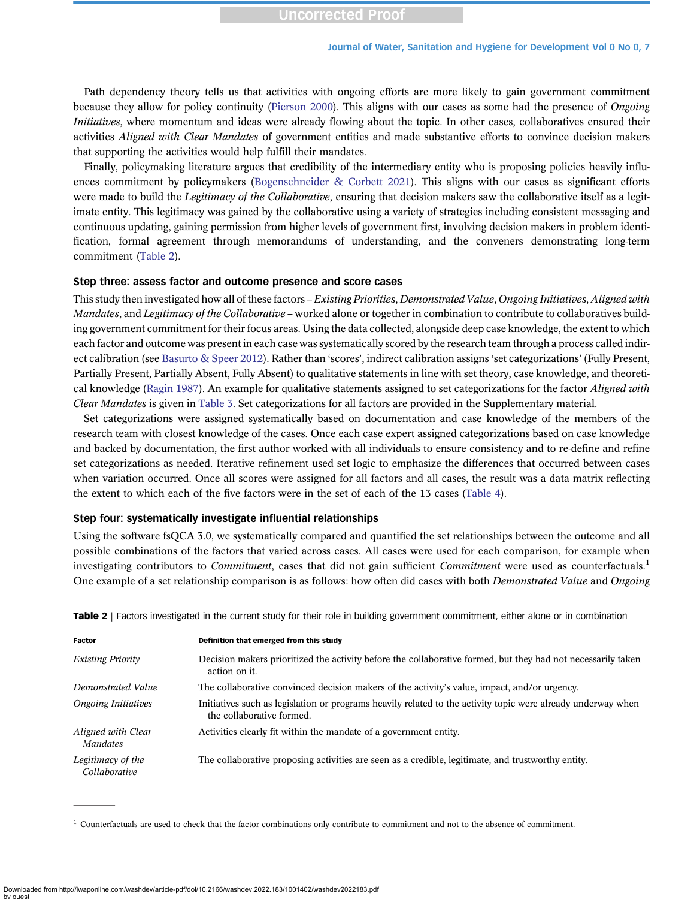Path dependency theory tells us that activities with ongoing efforts are more likely to gain government commitment because they allow for policy continuity (Pierson 2000). This aligns with our cases as some had the presence of *Ongoing Initiatives*, where momentum and ideas were already flowing about the topic. In other cases, collaboratives ensured their activities *Aligned with Clear Mandates* of government entities and made substantive efforts to convince decision makers that supporting the activities would help fulfill their mandates.

Finally, policymaking literature argues that credibility of the intermediary entity who is proposing policies heavily influences commitment by policymakers (Bogenschneider & Corbett 2021). This aligns with our cases as significant efforts were made to build the *Legitimacy of the Collaborative*, ensuring that decision makers saw the collaborative itself as a legitimate entity. This legitimacy was gained by the collaborative using a variety of strategies including consistent messaging and continuous updating, gaining permission from higher levels of government first, involving decision makers in problem identification, formal agreement through memorandums of understanding, and the conveners demonstrating long-term commitment (Table 2).

### Step three: assess factor and outcome presence and score cases

This study then investigated how all of these factors – *Existing Priorities*, *Demonstrated Value*, *Ongoing Initiatives*, *Aligned with Mandates*, and *Legitimacy of the Collaborative* – worked alone or together in combination to contribute to collaboratives building government commitment for their focus areas. Using the data collected, alongside deep case knowledge, the extent to which each factor and outcome was present in each case was systematically scored by the research team through a process called indirect calibration (see Basurto & Speer 2012). Rather than 'scores', indirect calibration assigns 'set categorizations' (Fully Present, Partially Present, Partially Absent, Fully Absent) to qualitative statements in line with set theory, case knowledge, and theoretical knowledge (Ragin 1987). An example for qualitative statements assigned to set categorizations for the factor *Aligned with Clear Mandates* is given in Table 3. Set categorizations for all factors are provided in the Supplementary material.

Set categorizations were assigned systematically based on documentation and case knowledge of the members of the research team with closest knowledge of the cases. Once each case expert assigned categorizations based on case knowledge and backed by documentation, the first author worked with all individuals to ensure consistency and to re-define and refine set categorizations as needed. Iterative refinement used set logic to emphasize the differences that occurred between cases when variation occurred. Once all scores were assigned for all factors and all cases, the result was a data matrix reflecting the extent to which each of the five factors were in the set of each of the 13 cases (Table 4).

### Step four: systematically investigate influential relationships

Using the software fsQCA 3.0, we systematically compared and quantified the set relationships between the outcome and all possible combinations of the factors that varied across cases. All cases were used for each comparison, for example when investigating contributors to *Commitment*, cases that did not gain sufficient *Commitment* were used as counterfactuals.[1] One example of a set relationship comparison is as follows: how often did cases with both *Demonstrated Value* and *Ongoing*

**Table 2** | Factors investigated in the current study for their role in building government commitment, either alone or in combination

| Factor | Definition that emerged from this study |
|---|---|
| *Existing Priority* | Decision makers prioritized the activity before the collaborative formed, but they had not necessarily taken action on it. |
| *Demonstrated Value* | The collaborative convinced decision makers of the activity's value, impact, and/or urgency. |
| *Ongoing Initiatives* | Initiatives such as legislation or programs heavily related to the activity topic were already underway when the collaborative formed. |
| *Aligned with Clear Mandates* | Activities clearly fit within the mandate of a government entity. |
| *Legitimacy of the Collaborative* | The collaborative proposing activities are seen as a credible, legitimate, and trustworthy entity. |

[1] Counterfactuals are used to check that the factor combinations only contribute to commitment and not to the absence of commitment.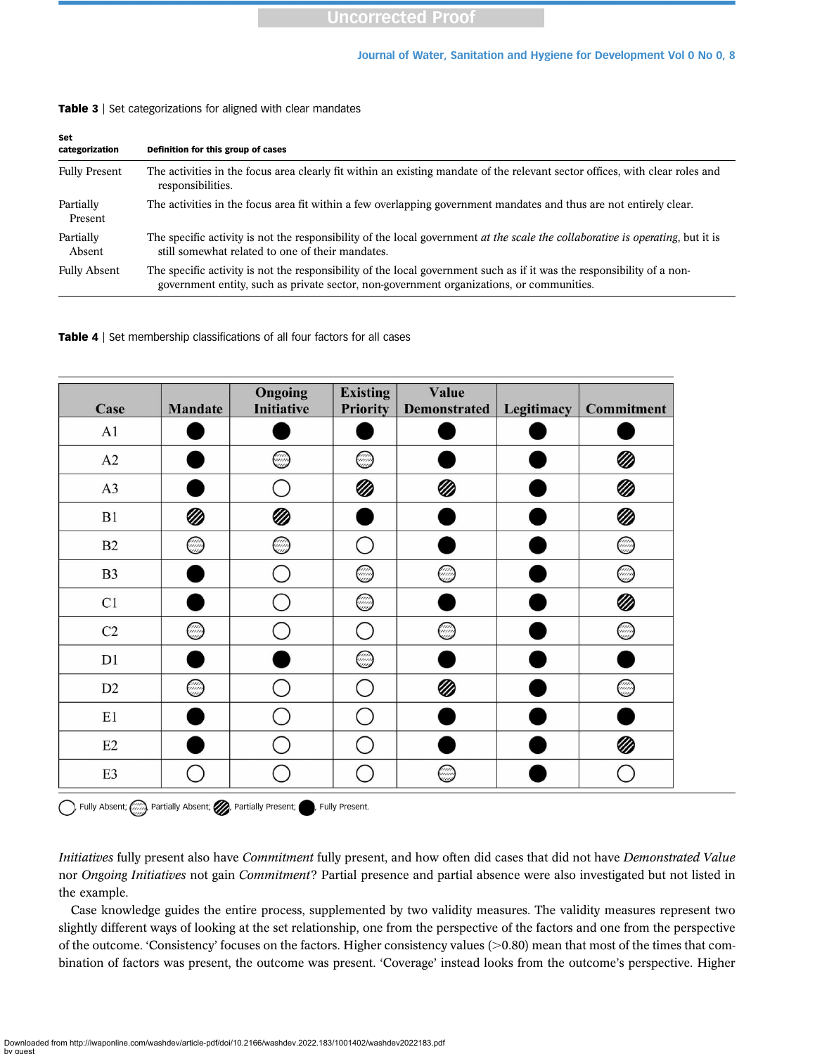**Table 3** | Set categorizations for aligned with clear mandates

| Set categorization | Definition for this group of cases |
|---|---|
| Fully Present | The activities in the focus area clearly fit within an existing mandate of the relevant sector offices, with clear roles and responsibilities. |
| Partially Present | The activities in the focus area fit within a few overlapping government mandates and thus are not entirely clear. |
| Partially Absent | The specific activity is not the responsibility of the local government *at the scale the collaborative is operating*, but it is still somewhat related to one of their mandates. |
| Fully Absent | The specific activity is not the responsibility of the local government such as if it was the responsibility of a non-government entity, such as private sector, non-government organizations, or communities. |

**Table 4** | Set membership classifications of all four factors for all cases

| Case | Mandate | Ongoing Initiative | Existing Priority | Value Demonstrated | Legitimacy | Commitment |
|---|---|---|---|---|---|---|
| A1 | Fully Present | Fully Present | Fully Present | Fully Present | Fully Present | Fully Present |
| A2 | Fully Present | Partially Absent | Partially Absent | Fully Present | Fully Present | Partially Present |
| A3 | Fully Present | Fully Absent | Partially Present | Partially Present | Fully Present | Partially Present |
| B1 | Partially Present | Partially Present | Fully Present | Fully Present | Fully Present | Partially Present |
| B2 | Partially Absent | Partially Absent | Fully Absent | Fully Present | Fully Present | Partially Absent |
| B3 | Fully Present | Fully Absent | Partially Absent | Partially Absent | Fully Present | Partially Absent |
| C1 | Fully Present | Fully Absent | Partially Absent | Fully Present | Fully Present | Partially Present |
| C2 | Partially Absent | Fully Absent | Fully Absent | Partially Absent | Fully Present | Partially Absent |
| D1 | Fully Present | Fully Present | Partially Absent | Fully Present | Fully Present | Fully Present |
| D2 | Partially Absent | Fully Absent | Fully Absent | Partially Present | Fully Present | Partially Absent |
| E1 | Fully Present | Fully Absent | Fully Absent | Fully Present | Fully Present | Fully Present |
| E2 | Fully Present | Fully Absent | Fully Absent | Fully Present | Fully Present | Partially Present |
| E3 | Fully Absent | Fully Absent | Fully Absent | Partially Absent | Fully Present | Fully Absent |

○, Fully Absent; ◌, Partially Absent; ◍, Partially Present; ●, Fully Present.

*Initiatives* fully present also have *Commitment* fully present, and how often did cases that did not have *Demonstrated Value* nor *Ongoing Initiatives* not gain *Commitment*? Partial presence and partial absence were also investigated but not listed in the example.

Case knowledge guides the entire process, supplemented by two validity measures. The validity measures represent two slightly different ways of looking at the set relationship, one from the perspective of the factors and one from the perspective of the outcome. 'Consistency' focuses on the factors. Higher consistency values (>0.80) mean that most of the times that combination of factors was present, the outcome was present. 'Coverage' instead looks from the outcome's perspective. Higher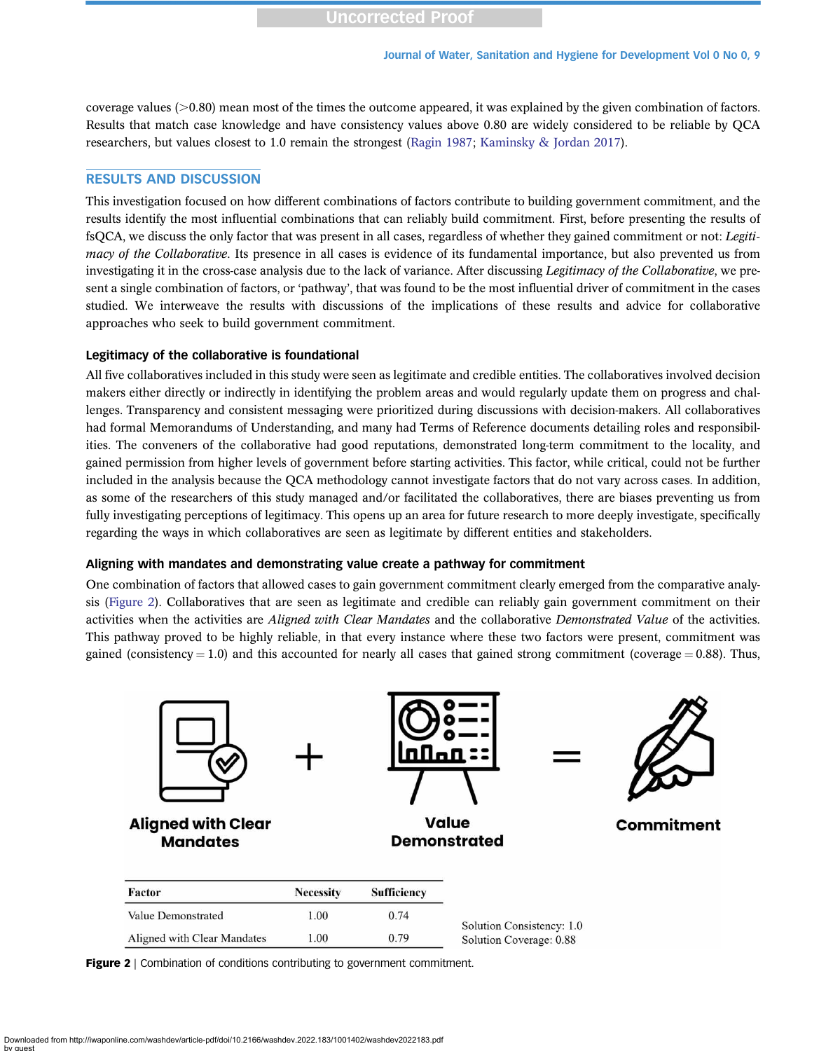coverage values (>0.80) mean most of the times the outcome appeared, it was explained by the given combination of factors. Results that match case knowledge and have consistency values above 0.80 are widely considered to be reliable by QCA researchers, but values closest to 1.0 remain the strongest (Ragin 1987; Kaminsky & Jordan 2017).

## RESULTS AND DISCUSSION

This investigation focused on how different combinations of factors contribute to building government commitment, and the results identify the most influential combinations that can reliably build commitment. First, before presenting the results of fsQCA, we discuss the only factor that was present in all cases, regardless of whether they gained commitment or not: *Legitimacy of the Collaborative*. Its presence in all cases is evidence of its fundamental importance, but also prevented us from investigating it in the cross-case analysis due to the lack of variance. After discussing *Legitimacy of the Collaborative*, we present a single combination of factors, or 'pathway', that was found to be the most influential driver of commitment in the cases studied. We interweave the results with discussions of the implications of these results and advice for collaborative approaches who seek to build government commitment.

### Legitimacy of the collaborative is foundational

All five collaboratives included in this study were seen as legitimate and credible entities. The collaboratives involved decision makers either directly or indirectly in identifying the problem areas and would regularly update them on progress and challenges. Transparency and consistent messaging were prioritized during discussions with decision-makers. All collaboratives had formal Memorandums of Understanding, and many had Terms of Reference documents detailing roles and responsibilities. The conveners of the collaborative had good reputations, demonstrated long-term commitment to the locality, and gained permission from higher levels of government before starting activities. This factor, while critical, could not be further included in the analysis because the QCA methodology cannot investigate factors that do not vary across cases. In addition, as some of the researchers of this study managed and/or facilitated the collaboratives, there are biases preventing us from fully investigating perceptions of legitimacy. This opens up an area for future research to more deeply investigate, specifically regarding the ways in which collaboratives are seen as legitimate by different entities and stakeholders.

### Aligning with mandates and demonstrating value create a pathway for commitment

One combination of factors that allowed cases to gain government commitment clearly emerged from the comparative analysis (Figure 2). Collaboratives that are seen as legitimate and credible can reliably gain government commitment on their activities when the activities are *Aligned with Clear Mandates* and the collaborative *Demonstrated Value* of the activities. This pathway proved to be highly reliable, in that every instance where these two factors were present, commitment was gained (consistency = 1.0) and this accounted for nearly all cases that gained strong commitment (coverage = 0.88). Thus,

Aligned with Clear Mandates + Value Demonstrated = Commitment

| Factor | Necessity | Sufficiency |
|---|---|---|
| Value Demonstrated | 1.00 | 0.74 |
| Aligned with Clear Mandates | 1.00 | 0.79 |

Solution Consistency: 1.0
Solution Coverage: 0.88

**Figure 2** | Combination of conditions contributing to government commitment.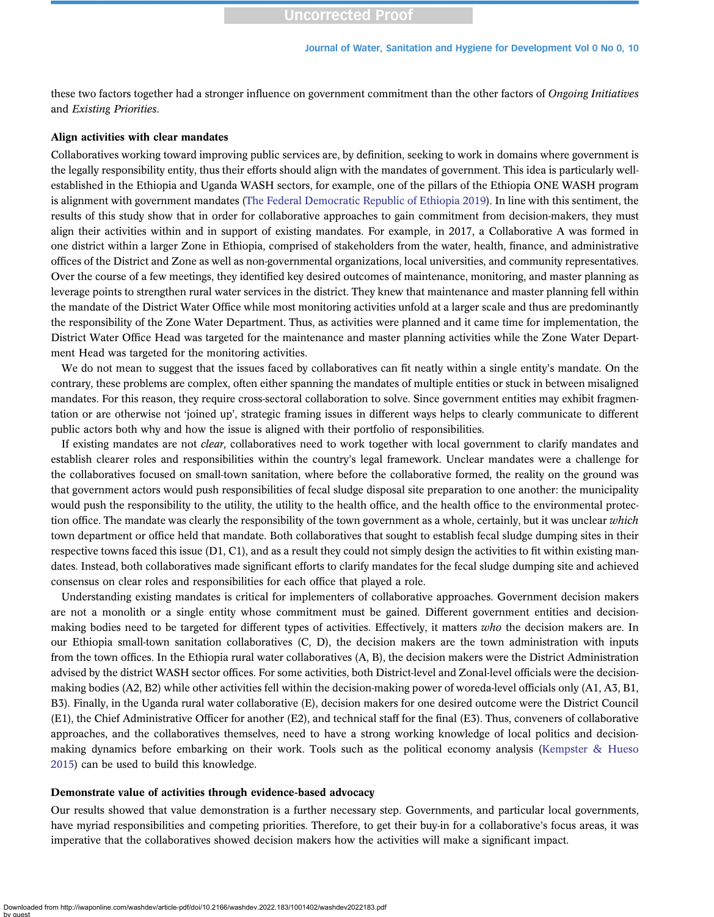these two factors together had a stronger influence on government commitment than the other factors of *Ongoing Initiatives* and *Existing Priorities*.

### Align activities with clear mandates

Collaboratives working toward improving public services are, by definition, seeking to work in domains where government is the legally responsibility entity, thus their efforts should align with the mandates of government. This idea is particularly well-established in the Ethiopia and Uganda WASH sectors, for example, one of the pillars of the Ethiopia ONE WASH program is alignment with government mandates (The Federal Democratic Republic of Ethiopia 2019). In line with this sentiment, the results of this study show that in order for collaborative approaches to gain commitment from decision-makers, they must align their activities within and in support of existing mandates. For example, in 2017, a Collaborative A was formed in one district within a larger Zone in Ethiopia, comprised of stakeholders from the water, health, finance, and administrative offices of the District and Zone as well as non-governmental organizations, local universities, and community representatives. Over the course of a few meetings, they identified key desired outcomes of maintenance, monitoring, and master planning as leverage points to strengthen rural water services in the district. They knew that maintenance and master planning fell within the mandate of the District Water Office while most monitoring activities unfold at a larger scale and thus are predominantly the responsibility of the Zone Water Department. Thus, as activities were planned and it came time for implementation, the District Water Office Head was targeted for the maintenance and master planning activities while the Zone Water Department Head was targeted for the monitoring activities.

We do not mean to suggest that the issues faced by collaboratives can fit neatly within a single entity's mandate. On the contrary, these problems are complex, often either spanning the mandates of multiple entities or stuck in between misaligned mandates. For this reason, they require cross-sectoral collaboration to solve. Since government entities may exhibit fragmentation or are otherwise not 'joined up', strategic framing issues in different ways helps to clearly communicate to different public actors both why and how the issue is aligned with their portfolio of responsibilities.

If existing mandates are not *clear*, collaboratives need to work together with local government to clarify mandates and establish clearer roles and responsibilities within the country's legal framework. Unclear mandates were a challenge for the collaboratives focused on small-town sanitation, where before the collaborative formed, the reality on the ground was that government actors would push responsibilities of fecal sludge disposal site preparation to one another: the municipality would push the responsibility to the utility, the utility to the health office, and the health office to the environmental protection office. The mandate was clearly the responsibility of the town government as a whole, certainly, but it was unclear *which* town department or office held that mandate. Both collaboratives that sought to establish fecal sludge dumping sites in their respective towns faced this issue (D1, C1), and as a result they could not simply design the activities to fit within existing mandates. Instead, both collaboratives made significant efforts to clarify mandates for the fecal sludge dumping site and achieved consensus on clear roles and responsibilities for each office that played a role.

Understanding existing mandates is critical for implementers of collaborative approaches. Government decision makers are not a monolith or a single entity whose commitment must be gained. Different government entities and decision-making bodies need to be targeted for different types of activities. Effectively, it matters *who* the decision makers are. In our Ethiopia small-town sanitation collaboratives (C, D), the decision makers are the town administration with inputs from the town offices. In the Ethiopia rural water collaboratives (A, B), the decision makers were the District Administration advised by the district WASH sector offices. For some activities, both District-level and Zonal-level officials were the decision-making bodies (A2, B2) while other activities fell within the decision-making power of woreda-level officials only (A1, A3, B1, B3). Finally, in the Uganda rural water collaborative (E), decision makers for one desired outcome were the District Council (E1), the Chief Administrative Officer for another (E2), and technical staff for the final (E3). Thus, conveners of collaborative approaches, and the collaboratives themselves, need to have a strong working knowledge of local politics and decision-making dynamics before embarking on their work. Tools such as the political economy analysis (Kempster & Hueso 2015) can be used to build this knowledge.

### Demonstrate value of activities through evidence-based advocacy

Our results showed that value demonstration is a further necessary step. Governments, and particular local governments, have myriad responsibilities and competing priorities. Therefore, to get their buy-in for a collaborative's focus areas, it was imperative that the collaboratives showed decision makers how the activities will make a significant impact.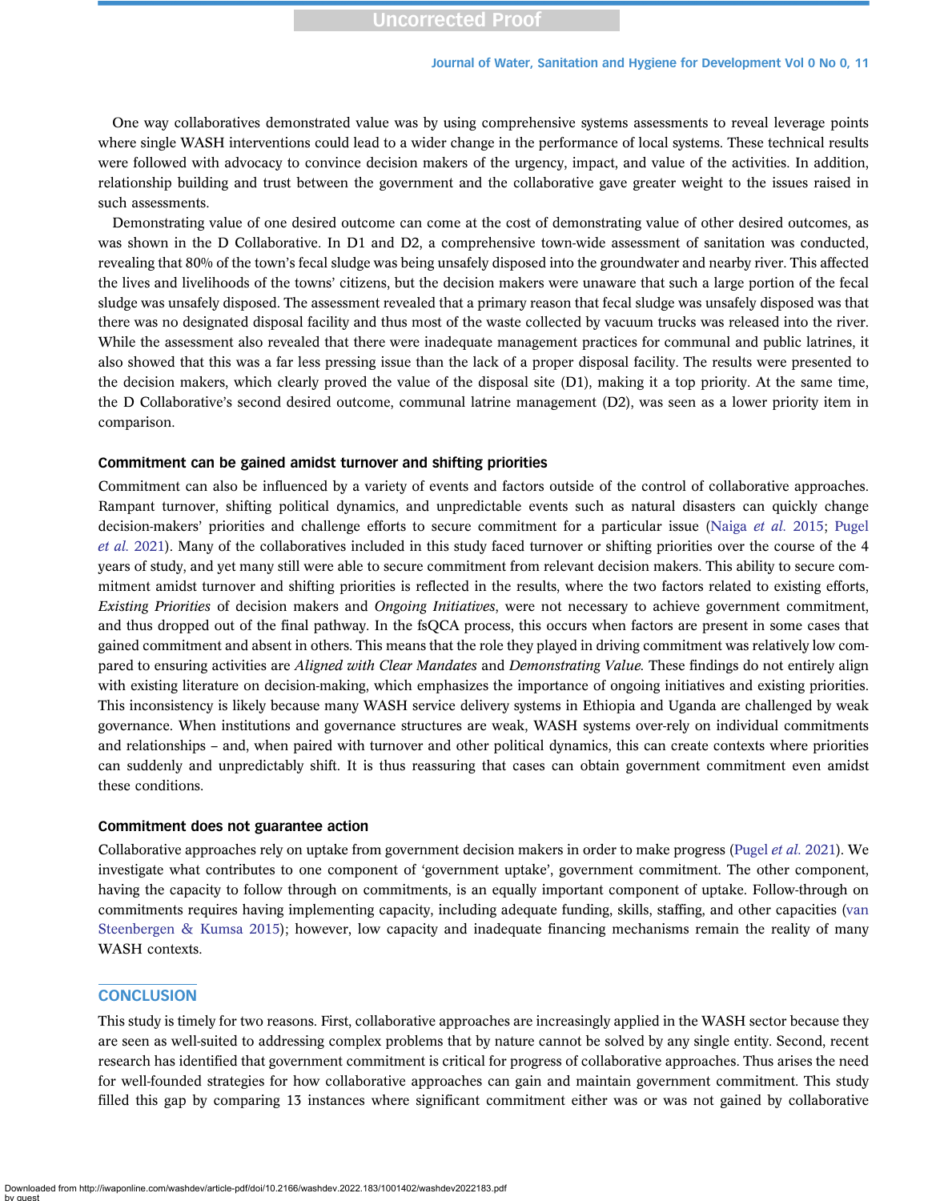One way collaboratives demonstrated value was by using comprehensive systems assessments to reveal leverage points where single WASH interventions could lead to a wider change in the performance of local systems. These technical results were followed with advocacy to convince decision makers of the urgency, impact, and value of the activities. In addition, relationship building and trust between the government and the collaborative gave greater weight to the issues raised in such assessments.

Demonstrating value of one desired outcome can come at the cost of demonstrating value of other desired outcomes, as was shown in the D Collaborative. In D1 and D2, a comprehensive town-wide assessment of sanitation was conducted, revealing that 80% of the town's fecal sludge was being unsafely disposed into the groundwater and nearby river. This affected the lives and livelihoods of the towns' citizens, but the decision makers were unaware that such a large portion of the fecal sludge was unsafely disposed. The assessment revealed that a primary reason that fecal sludge was unsafely disposed was that there was no designated disposal facility and thus most of the waste collected by vacuum trucks was released into the river. While the assessment also revealed that there were inadequate management practices for communal and public latrines, it also showed that this was a far less pressing issue than the lack of a proper disposal facility. The results were presented to the decision makers, which clearly proved the value of the disposal site (D1), making it a top priority. At the same time, the D Collaborative's second desired outcome, communal latrine management (D2), was seen as a lower priority item in comparison.

### Commitment can be gained amidst turnover and shifting priorities

Commitment can also be influenced by a variety of events and factors outside of the control of collaborative approaches. Rampant turnover, shifting political dynamics, and unpredictable events such as natural disasters can quickly change decision-makers' priorities and challenge efforts to secure commitment for a particular issue (Naiga *et al.* 2015; Pugel *et al.* 2021). Many of the collaboratives included in this study faced turnover or shifting priorities over the course of the 4 years of study, and yet many still were able to secure commitment from relevant decision makers. This ability to secure commitment amidst turnover and shifting priorities is reflected in the results, where the two factors related to existing efforts, *Existing Priorities* of decision makers and *Ongoing Initiatives*, were not necessary to achieve government commitment, and thus dropped out of the final pathway. In the fsQCA process, this occurs when factors are present in some cases that gained commitment and absent in others. This means that the role they played in driving commitment was relatively low compared to ensuring activities are *Aligned with Clear Mandates* and *Demonstrating Value.* These findings do not entirely align with existing literature on decision-making, which emphasizes the importance of ongoing initiatives and existing priorities. This inconsistency is likely because many WASH service delivery systems in Ethiopia and Uganda are challenged by weak governance. When institutions and governance structures are weak, WASH systems over-rely on individual commitments and relationships – and, when paired with turnover and other political dynamics, this can create contexts where priorities can suddenly and unpredictably shift. It is thus reassuring that cases can obtain government commitment even amidst these conditions.

### Commitment does not guarantee action

Collaborative approaches rely on uptake from government decision makers in order to make progress (Pugel *et al.* 2021). We investigate what contributes to one component of 'government uptake', government commitment. The other component, having the capacity to follow through on commitments, is an equally important component of uptake. Follow-through on commitments requires having implementing capacity, including adequate funding, skills, staffing, and other capacities (van Steenbergen & Kumsa 2015); however, low capacity and inadequate financing mechanisms remain the reality of many WASH contexts.

## CONCLUSION

This study is timely for two reasons. First, collaborative approaches are increasingly applied in the WASH sector because they are seen as well-suited to addressing complex problems that by nature cannot be solved by any single entity. Second, recent research has identified that government commitment is critical for progress of collaborative approaches. Thus arises the need for well-founded strategies for how collaborative approaches can gain and maintain government commitment. This study filled this gap by comparing 13 instances where significant commitment either was or was not gained by collaborative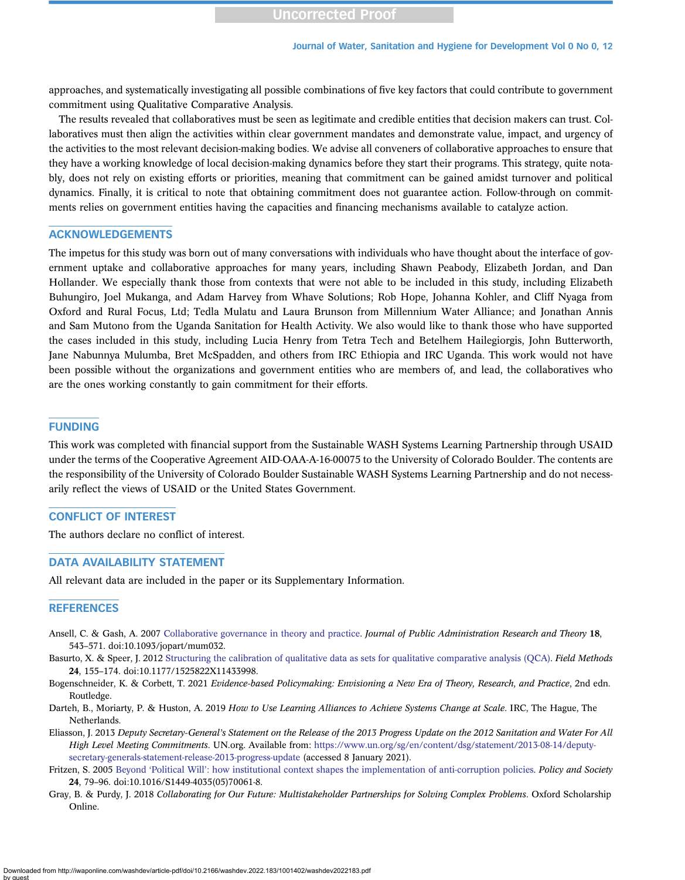approaches, and systematically investigating all possible combinations of five key factors that could contribute to government commitment using Qualitative Comparative Analysis.

The results revealed that collaboratives must be seen as legitimate and credible entities that decision makers can trust. Collaboratives must then align the activities within clear government mandates and demonstrate value, impact, and urgency of the activities to the most relevant decision-making bodies. We advise all conveners of collaborative approaches to ensure that they have a working knowledge of local decision-making dynamics before they start their programs. This strategy, quite notably, does not rely on existing efforts or priorities, meaning that commitment can be gained amidst turnover and political dynamics. Finally, it is critical to note that obtaining commitment does not guarantee action. Follow-through on commitments relies on government entities having the capacities and financing mechanisms available to catalyze action.

## ACKNOWLEDGEMENTS

The impetus for this study was born out of many conversations with individuals who have thought about the interface of government uptake and collaborative approaches for many years, including Shawn Peabody, Elizabeth Jordan, and Dan Hollander. We especially thank those from contexts that were not able to be included in this study, including Elizabeth Buhungiro, Joel Mukanga, and Adam Harvey from Whave Solutions; Rob Hope, Johanna Kohler, and Cliff Nyaga from Oxford and Rural Focus, Ltd; Tedla Mulatu and Laura Brunson from Millennium Water Alliance; and Jonathan Annis and Sam Mutono from the Uganda Sanitation for Health Activity. We also would like to thank those who have supported the cases included in this study, including Lucia Henry from Tetra Tech and Betelhem Hailegiorgis, John Butterworth, Jane Nabunnya Mulumba, Bret McSpadden, and others from IRC Ethiopia and IRC Uganda. This work would not have been possible without the organizations and government entities who are members of, and lead, the collaboratives who are the ones working constantly to gain commitment for their efforts.

## FUNDING

This work was completed with financial support from the Sustainable WASH Systems Learning Partnership through USAID under the terms of the Cooperative Agreement AID-OAA-A-16-00075 to the University of Colorado Boulder. The contents are the responsibility of the University of Colorado Boulder Sustainable WASH Systems Learning Partnership and do not necessarily reflect the views of USAID or the United States Government.

## CONFLICT OF INTEREST

The authors declare no conflict of interest.

## DATA AVAILABILITY STATEMENT

All relevant data are included in the paper or its Supplementary Information.

## REFERENCES

Ansell, C. & Gash, A. 2007 Collaborative governance in theory and practice. *Journal of Public Administration Research and Theory* **18**, 543–571. doi:10.1093/jopart/mum032.

Basurto, X. & Speer, J. 2012 Structuring the calibration of qualitative data as sets for qualitative comparative analysis (QCA). *Field Methods* **24**, 155–174. doi:10.1177/1525822X11433998.

Bogenschneider, K. & Corbett, T. 2021 *Evidence-based Policymaking: Envisioning a New Era of Theory, Research, and Practice*, 2nd edn. Routledge.

Darteh, B., Moriarty, P. & Huston, A. 2019 *How to Use Learning Alliances to Achieve Systems Change at Scale*. IRC, The Hague, The Netherlands.

Eliasson, J. 2013 *Deputy Secretary-General's Statement on the Release of the 2013 Progress Update on the 2012 Sanitation and Water For All High Level Meeting Commitments*. UN.org. Available from: https://www.un.org/sg/en/content/dsg/statement/2013-08-14/deputy-secretary-generals-statement-release-2013-progress-update (accessed 8 January 2021).

Fritzen, S. 2005 Beyond 'Political Will': how institutional context shapes the implementation of anti-corruption policies. *Policy and Society* **24**, 79–96. doi:10.1016/S1449-4035(05)70061-8.

Gray, B. & Purdy, J. 2018 *Collaborating for Our Future: Multistakeholder Partnerships for Solving Complex Problems*. Oxford Scholarship Online.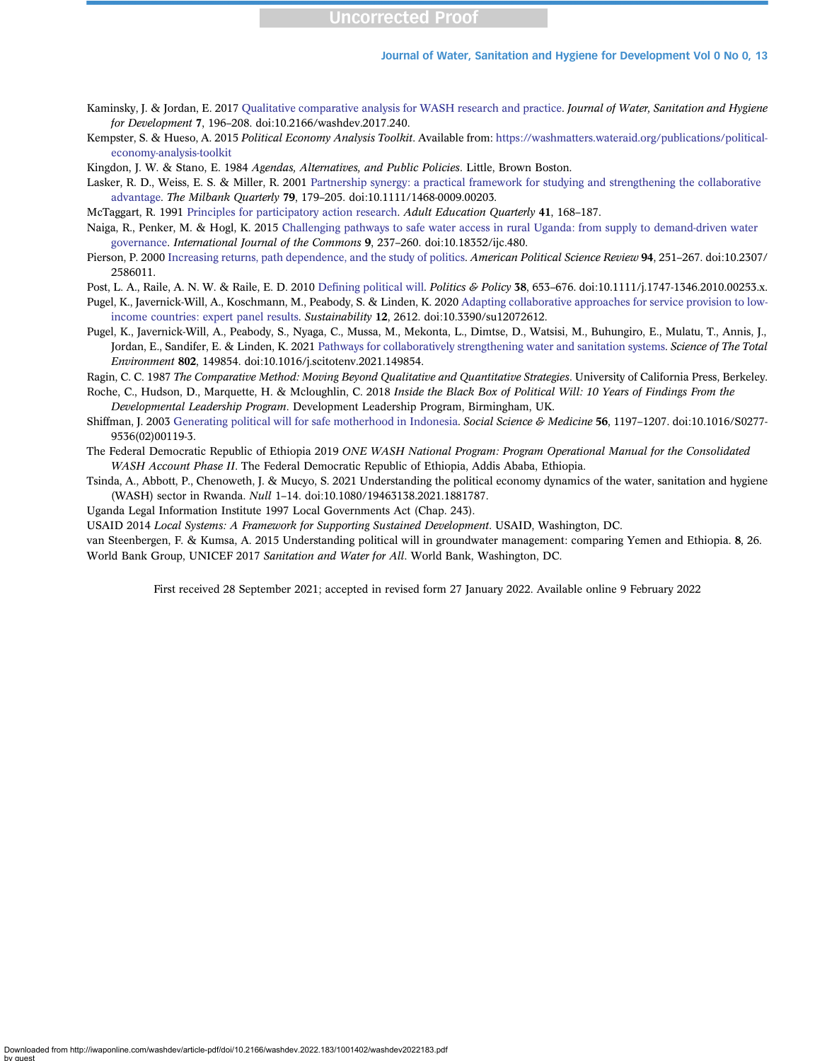Kaminsky, J. & Jordan, E. 2017 Qualitative comparative analysis for WASH research and practice. *Journal of Water, Sanitation and Hygiene for Development* **7**, 196–208. doi:10.2166/washdev.2017.240.

Kempster, S. & Hueso, A. 2015 *Political Economy Analysis Toolkit*. Available from: https://washmatters.wateraid.org/publications/political-economy-analysis-toolkit

Kingdon, J. W. & Stano, E. 1984 *Agendas, Alternatives, and Public Policies*. Little, Brown Boston.

Lasker, R. D., Weiss, E. S. & Miller, R. 2001 Partnership synergy: a practical framework for studying and strengthening the collaborative advantage. *The Milbank Quarterly* **79**, 179–205. doi:10.1111/1468-0009.00203.

McTaggart, R. 1991 Principles for participatory action research. *Adult Education Quarterly* **41**, 168–187.

Naiga, R., Penker, M. & Hogl, K. 2015 Challenging pathways to safe water access in rural Uganda: from supply to demand-driven water governance. *International Journal of the Commons* **9**, 237–260. doi:10.18352/ijc.480.

Pierson, P. 2000 Increasing returns, path dependence, and the study of politics. *American Political Science Review* **94**, 251–267. doi:10.2307/2586011.

Post, L. A., Raile, A. N. W. & Raile, E. D. 2010 Defining political will. *Politics & Policy* **38**, 653–676. doi:10.1111/j.1747-1346.2010.00253.x.

Pugel, K., Javernick-Will, A., Koschmann, M., Peabody, S. & Linden, K. 2020 Adapting collaborative approaches for service provision to low-income countries: expert panel results. *Sustainability* **12**, 2612. doi:10.3390/su12072612.

Pugel, K., Javernick-Will, A., Peabody, S., Nyaga, C., Mussa, M., Mekonta, L., Dimtse, D., Watsisi, M., Buhungiro, E., Mulatu, T., Annis, J., Jordan, E., Sandifer, E. & Linden, K. 2021 Pathways for collaboratively strengthening water and sanitation systems. *Science of The Total Environment* **802**, 149854. doi:10.1016/j.scitotenv.2021.149854.

Ragin, C. C. 1987 *The Comparative Method: Moving Beyond Qualitative and Quantitative Strategies*. University of California Press, Berkeley.

Roche, C., Hudson, D., Marquette, H. & Mcloughlin, C. 2018 *Inside the Black Box of Political Will: 10 Years of Findings From the Developmental Leadership Program*. Development Leadership Program, Birmingham, UK.

Shiffman, J. 2003 Generating political will for safe motherhood in Indonesia. *Social Science & Medicine* **56**, 1197–1207. doi:10.1016/S0277-9536(02)00119-3.

The Federal Democratic Republic of Ethiopia 2019 *ONE WASH National Program: Program Operational Manual for the Consolidated WASH Account Phase II*. The Federal Democratic Republic of Ethiopia, Addis Ababa, Ethiopia.

Tsinda, A., Abbott, P., Chenoweth, J. & Mucyo, S. 2021 Understanding the political economy dynamics of the water, sanitation and hygiene (WASH) sector in Rwanda. *Null* 1–14. doi:10.1080/19463138.2021.1881787.

Uganda Legal Information Institute 1997 Local Governments Act (Chap. 243).

USAID 2014 *Local Systems: A Framework for Supporting Sustained Development*. USAID, Washington, DC.

van Steenbergen, F. & Kumsa, A. 2015 Understanding political will in groundwater management: comparing Yemen and Ethiopia. **8**, 26.

World Bank Group, UNICEF 2017 *Sanitation and Water for All*. World Bank, Washington, DC.

First received 28 September 2021; accepted in revised form 27 January 2022. Available online 9 February 2022